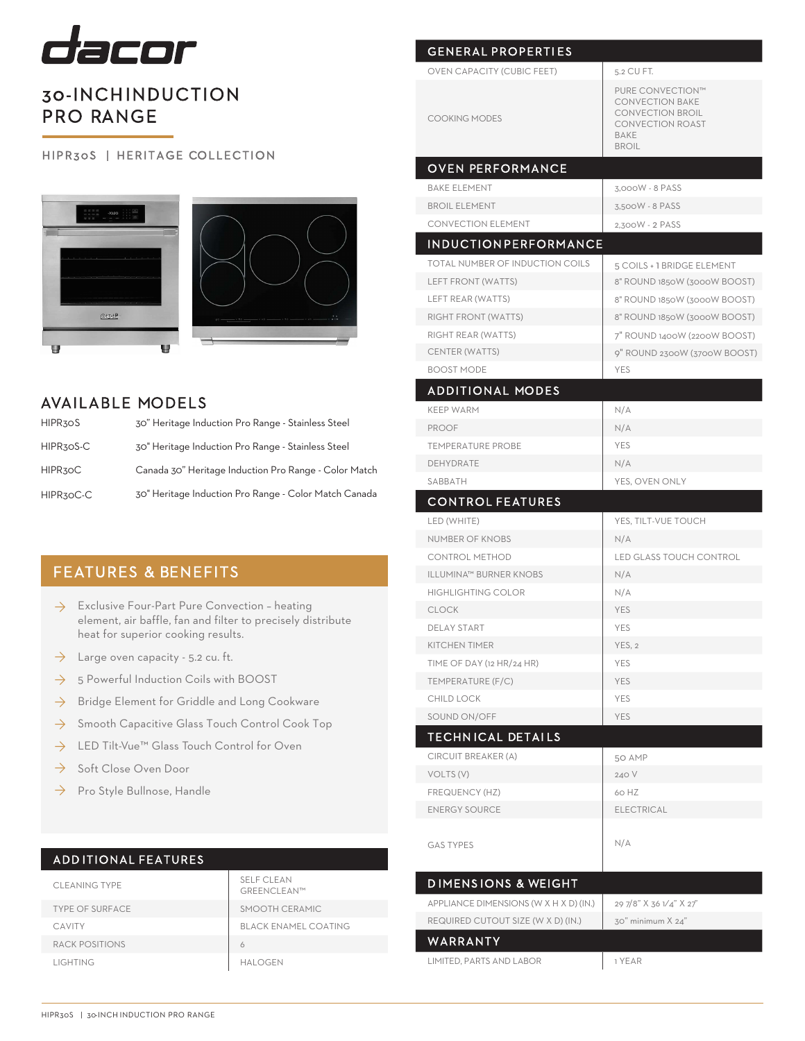# dacor

## 30-INCHINDUCTION PRO RANGE

HIPR30S | HERITAGE COLLECTION

## AVAILABLE MODELS

| | |
|---|---|
| HIPR30S | 30" Heritage Induction Pro Range - Stainless Steel |
| HIPR30S-C | 30" Heritage Induction Pro Range - Stainless Steel |
| HIPR30C | Canada 30" Heritage Induction Pro Range - Color Match |
| HIPR30C-C | 30" Heritage Induction Pro Range - Color Match Canada |

## FEATURES & BENEFITS

- Exclusive Four-Part Pure Convection – heating element, air baffle, fan and filter to precisely distribute heat for superior cooking results.
- Large oven capacity - 5.2 cu. ft.
- 5 Powerful Induction Coils with BOOST
- Bridge Element for Griddle and Long Cookware
- Smooth Capacitive Glass Touch Control Cook Top
- LED Tilt-Vue™ Glass Touch Control for Oven
- Soft Close Oven Door
- Pro Style Bullnose, Handle

## ADDITIONAL FEATURES

| | |
|---|---|
| CLEANING TYPE | SELF CLEAN GREENCLEAN™ |
| TYPE OF SURFACE | SMOOTH CERAMIC |
| CAVITY | BLACK ENAMEL COATING |
| RACK POSITIONS | 6 |
| LIGHTING | HALOGEN |

## GENERAL PROPERTIES

| | |
|---|---|
| OVEN CAPACITY (CUBIC FEET) | 5.2 CU FT. |
| COOKING MODES | PURE CONVECTION™<br>CONVECTION BAKE<br>CONVECTION BROIL<br>CONVECTION ROAST<br>BAKE<br>BROIL |

## OVEN PERFORMANCE

| | |
|---|---|
| BAKE ELEMENT | 3,000W - 8 PASS |
| BROIL ELEMENT | 3,500W - 8 PASS |
| CONVECTION ELEMENT | 2,300W - 2 PASS |

## INDUCTIONPERFORMANCE

| | |
|---|---|
| TOTAL NUMBER OF INDUCTION COILS | 5 COILS + 1 BRIDGE ELEMENT |
| LEFT FRONT (WATTS) | 8" ROUND 1850W (3000W BOOST) |
| LEFT REAR (WATTS) | 8" ROUND 1850W (3000W BOOST) |
| RIGHT FRONT (WATTS) | 8" ROUND 1850W (3000W BOOST) |
| RIGHT REAR (WATTS) | 7" ROUND 1400W (2200W BOOST) |
| CENTER (WATTS) | 9" ROUND 2300W (3700W BOOST) |
| BOOST MODE | YES |

## ADDITIONAL MODES

| | |
|---|---|
| KEEP WARM | N/A |
| PROOF | N/A |
| TEMPERATURE PROBE | YES |
| DEHYDRATE | N/A |
| SABBATH | YES, OVEN ONLY |

## CONTROL FEATURES

| | |
|---|---|
| LED (WHITE) | YES, TILT-VUE TOUCH |
| NUMBER OF KNOBS | N/A |
| CONTROL METHOD | LED GLASS TOUCH CONTROL |
| ILLUMINA™ BURNER KNOBS | N/A |
| HIGHLIGHTING COLOR | N/A |
| CLOCK | YES |
| DELAY START | YES |
| KITCHEN TIMER | YES, 2 |
| TIME OF DAY (12 HR/24 HR) | YES |
| TEMPERATURE (F/C) | YES |
| CHILD LOCK | YES |
| SOUND ON/OFF | YES |

## TECHNICAL DETAILS

| | |
|---|---|
| CIRCUIT BREAKER (A) | 50 AMP |
| VOLTS (V) | 240 V |
| FREQUENCY (HZ) | 60 HZ |
| ENERGY SOURCE | ELECTRICAL |
| GAS TYPES | N/A |

## DIMENSIONS & WEIGHT

| | |
|---|---|
| APPLIANCE DIMENSIONS (W X H X D) (IN.) | 29 7/8" X 36 1/4" X 27" |
| REQUIRED CUTOUT SIZE (W X D) (IN.) | 30" minimum X 24" |

## WARRANTY

| | |
|---|---|
| LIMITED, PARTS AND LABOR | 1 YEAR |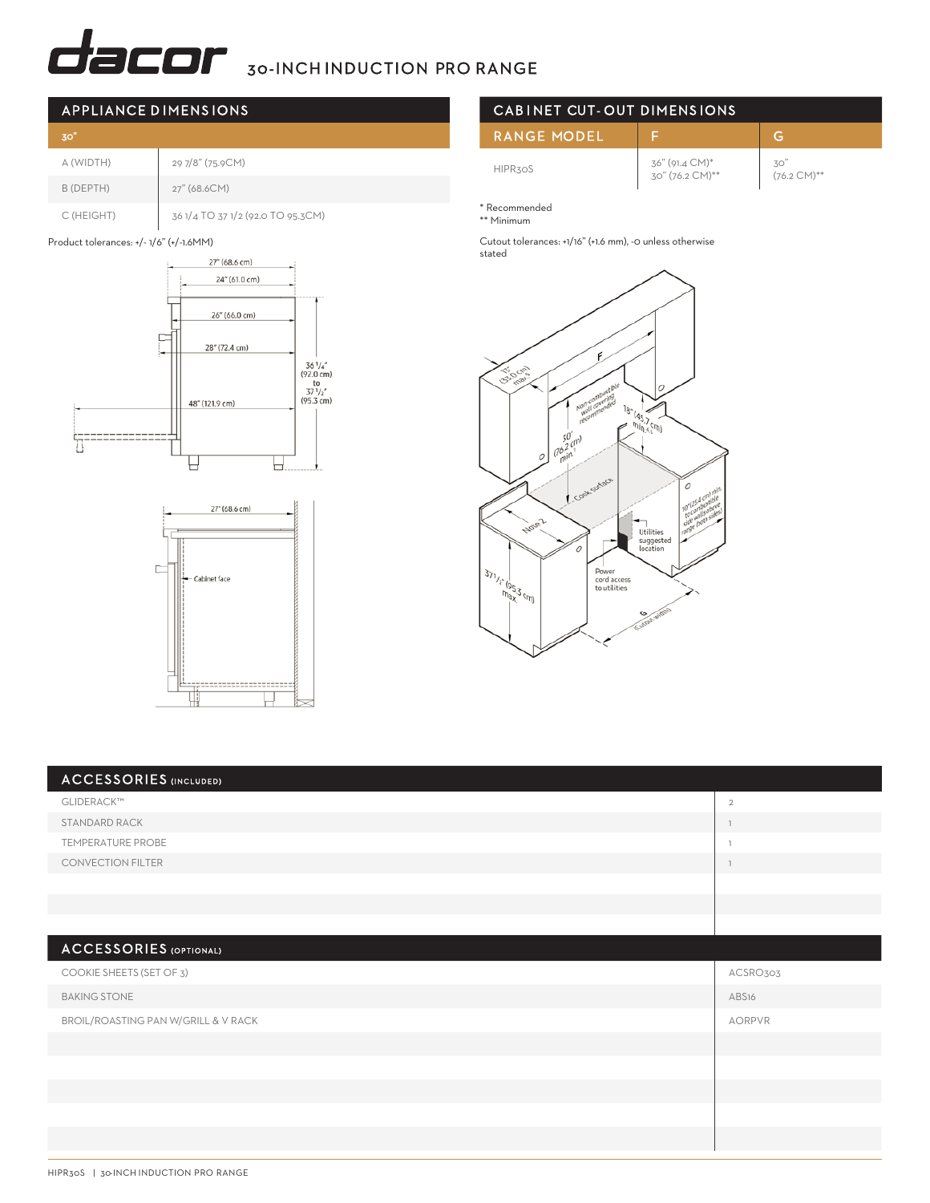# dacor 30-INCH INDUCTION PRO RANGE

## APPLIANCE DIMENSIONS

| 30" | |
|---|---|
| A (WIDTH) | 29 7/8" (75.9CM) |
| B (DEPTH) | 27" (68.6CM) |
| C (HEIGHT) | 36 1/4 TO 37 1/2 (92.0 TO 95.3CM) |

Product tolerances: +/- 1/6" (+/-1.6MM)

27" (68.6 cm)
24" (61.0 cm)
26" (66.0 cm)
28" (72.4 cm)
48" (121.9 cm)
36 1/4" (92.0 cm) to 37 1/2" (95.3 cm)

27" (68.6 cm)
Cabinet face

## CABINET CUT-OUT DIMENSIONS

| RANGE MODEL | F | G |
|---|---|---|
| HIPR30S | 36" (91.4 CM)*<br>30" (76.2 CM)** | 30"<br>(76.2 CM)** |

\* Recommended
\*\* Minimum

Cutout tolerances: +1/16" (+1.6 mm), -0 unless otherwise stated

13" (33.0 cm) max.
F
Non-combustible wall covering recommended
30" (76.2 cm) min.
18" (45.7 cm) min.
Cook Surface
Note 2
10" (25.4 cm) min. to combustible side wall above range (both sides)
Utilities suggested location
Power cord access to utilities
37 1/2" (95.3 cm) max.
G (Cutout width)

## ACCESSORIES (INCLUDED)

| | |
|---|---|
| GLIDERACK™ | 2 |
| STANDARD RACK | 1 |
| TEMPERATURE PROBE | 1 |
| CONVECTION FILTER | 1 |

## ACCESSORIES (OPTIONAL)

| | |
|---|---|
| COOKIE SHEETS (SET OF 3) | ACSRO303 |
| BAKING STONE | ABS16 |
| BROIL/ROASTING PAN W/GRILL & V RACK | AORPVR |